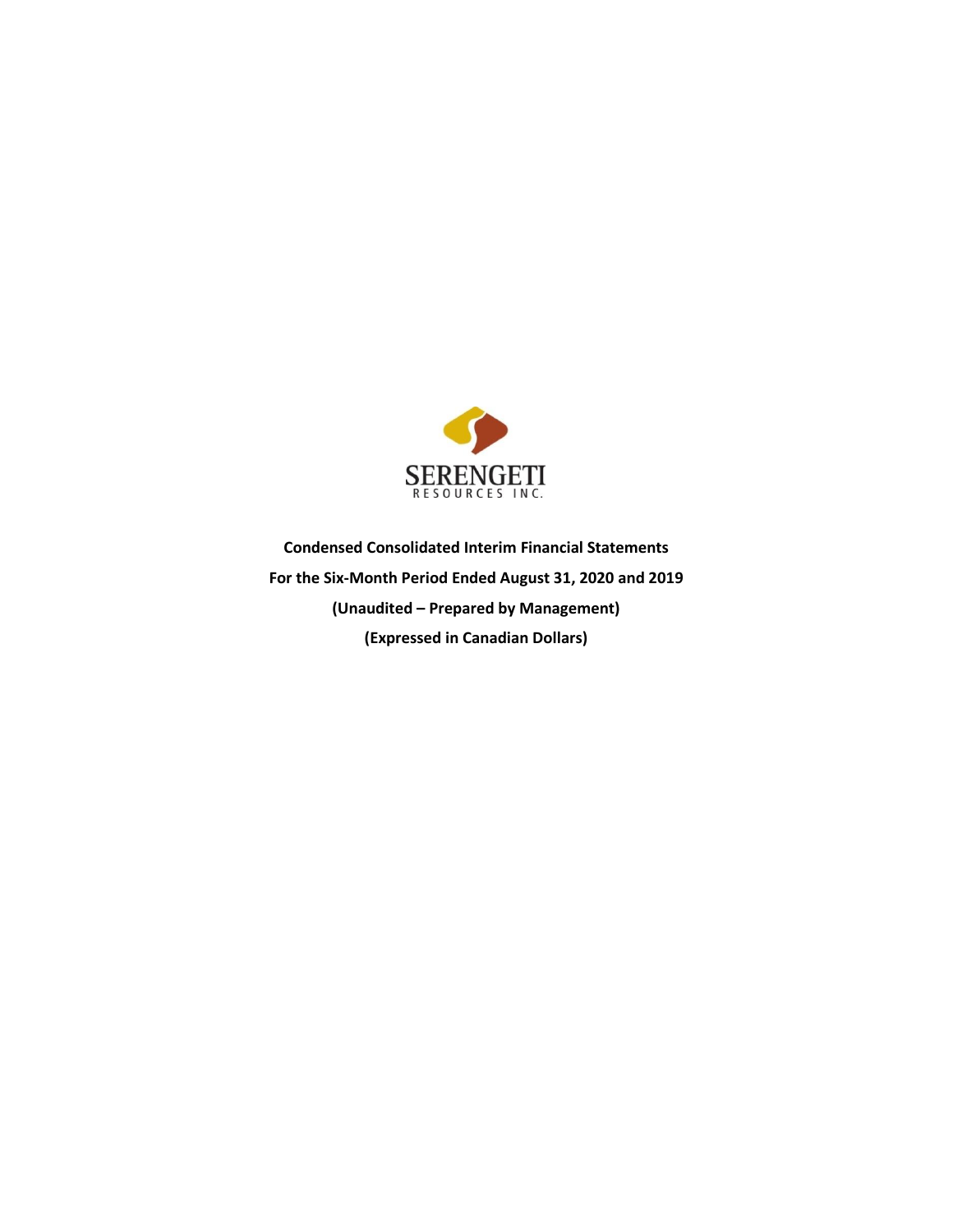SERENGETI
RESOURCES INC.

**Condensed Consolidated Interim Financial Statements**

**For the Six-Month Period Ended August 31, 2020 and 2019**

**(Unaudited – Prepared by Management)**

**(Expressed in Canadian Dollars)**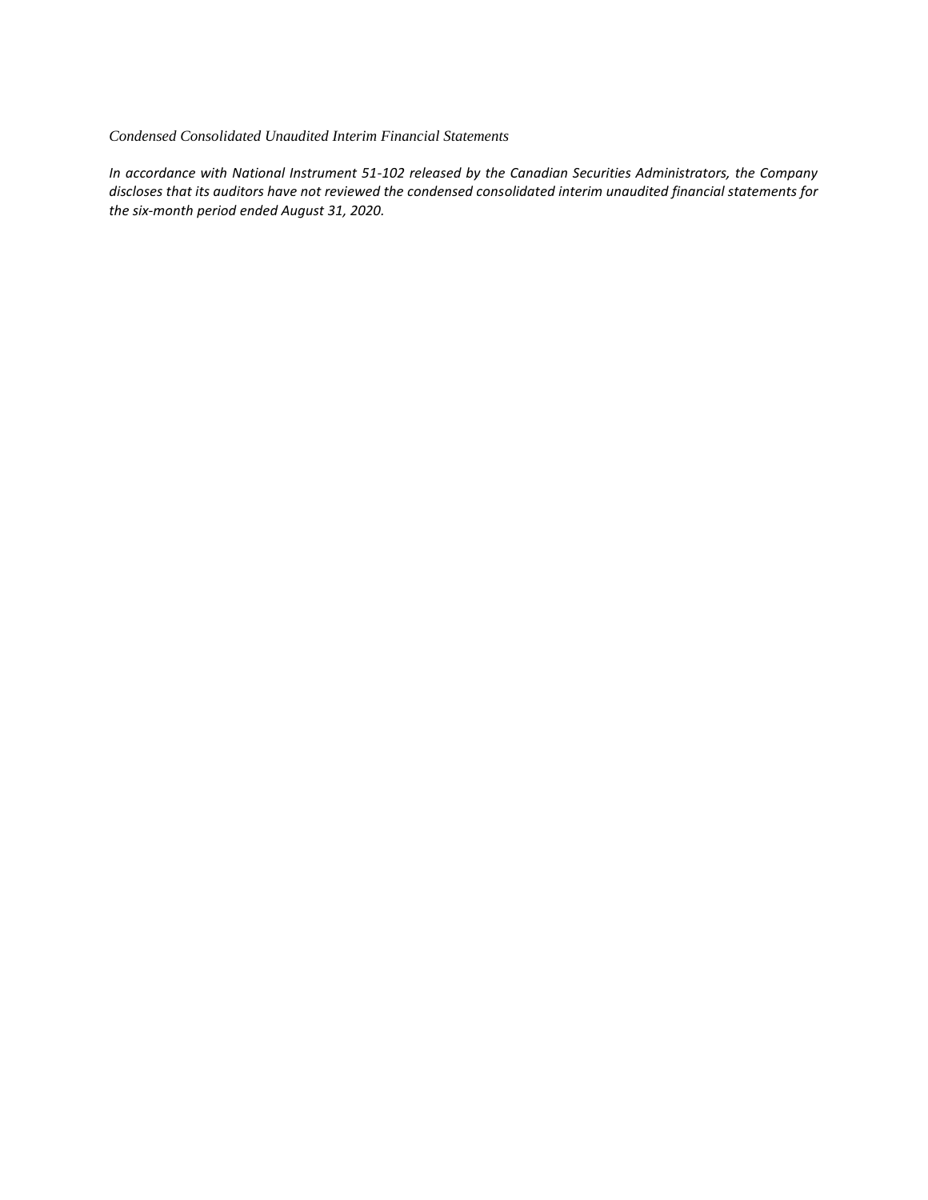*Condensed Consolidated Unaudited Interim Financial Statements*

*In accordance with National Instrument 51-102 released by the Canadian Securities Administrators, the Company discloses that its auditors have not reviewed the condensed consolidated interim unaudited financial statements for the six-month period ended August 31, 2020.*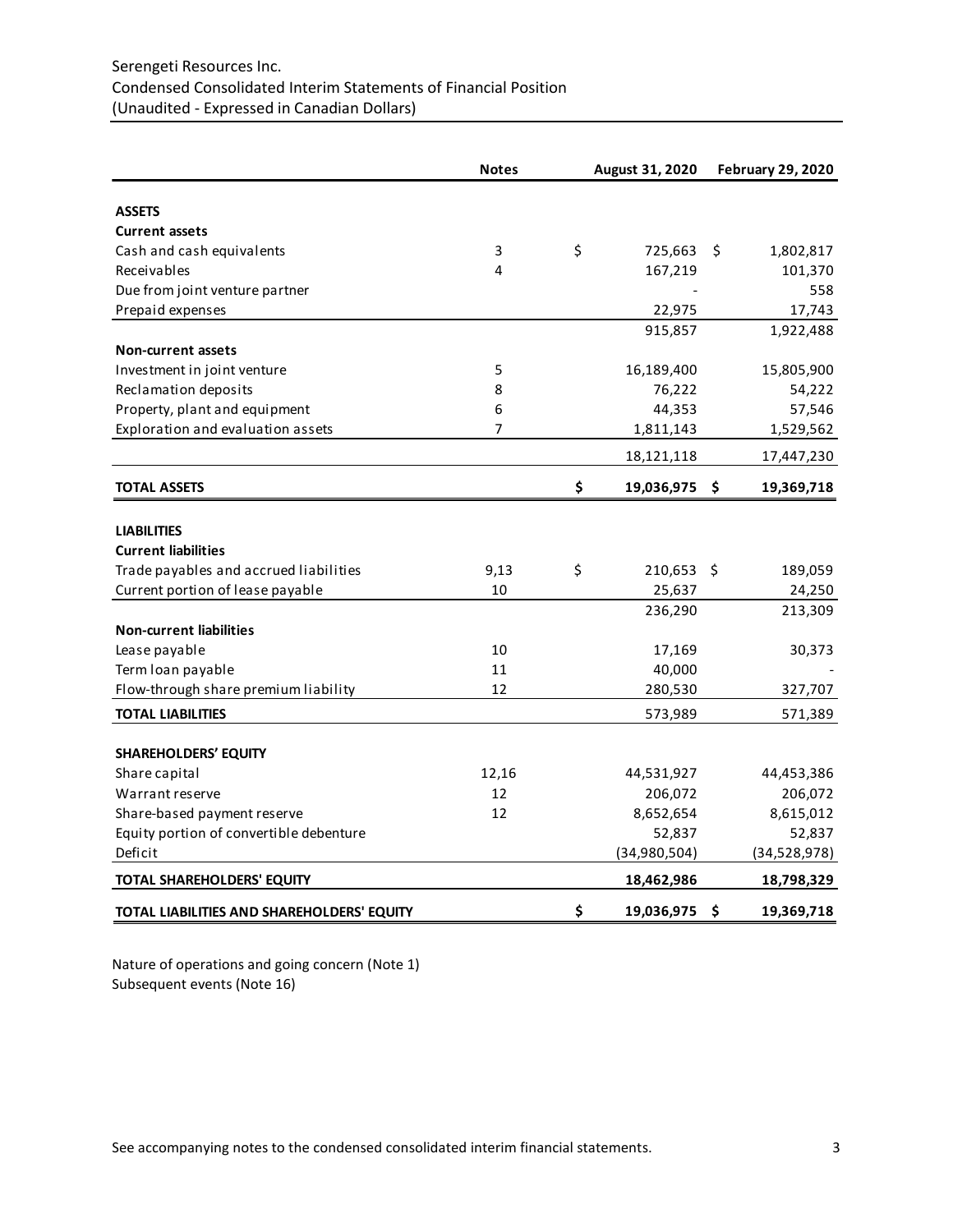Serengeti Resources Inc.
Condensed Consolidated Interim Statements of Financial Position
(Unaudited - Expressed in Canadian Dollars)

| | Notes | August 31, 2020 | February 29, 2020 |
|---|---|---|---|
| **ASSETS** | | | |
| **Current assets** | | | |
| Cash and cash equivalents | 3 | $ 725,663 | $ 1,802,817 |
| Receivables | 4 | 167,219 | 101,370 |
| Due from joint venture partner | | - | 558 |
| Prepaid expenses | | 22,975 | 17,743 |
| | | 915,857 | 1,922,488 |
| **Non-current assets** | | | |
| Investment in joint venture | 5 | 16,189,400 | 15,805,900 |
| Reclamation deposits | 8 | 76,222 | 54,222 |
| Property, plant and equipment | 6 | 44,353 | 57,546 |
| Exploration and evaluation assets | 7 | 1,811,143 | 1,529,562 |
| | | 18,121,118 | 17,447,230 |
| **TOTAL ASSETS** | | **$ 19,036,975** | **$ 19,369,718** |
| **LIABILITIES** | | | |
| **Current liabilities** | | | |
| Trade payables and accrued liabilities | 9,13 | $ 210,653 | $ 189,059 |
| Current portion of lease payable | 10 | 25,637 | 24,250 |
| | | 236,290 | 213,309 |
| **Non-current liabilities** | | | |
| Lease payable | 10 | 17,169 | 30,373 |
| Term loan payable | 11 | 40,000 | - |
| Flow-through share premium liability | 12 | 280,530 | 327,707 |
| **TOTAL LIABILITIES** | | 573,989 | 571,389 |
| **SHAREHOLDERS' EQUITY** | | | |
| Share capital | 12,16 | 44,531,927 | 44,453,386 |
| Warrant reserve | 12 | 206,072 | 206,072 |
| Share-based payment reserve | 12 | 8,652,654 | 8,615,012 |
| Equity portion of convertible debenture | | 52,837 | 52,837 |
| Deficit | | (34,980,504) | (34,528,978) |
| **TOTAL SHAREHOLDERS' EQUITY** | | **18,462,986** | **18,798,329** |
| **TOTAL LIABILITIES AND SHAREHOLDERS' EQUITY** | | **$ 19,036,975** | **$ 19,369,718** |

Nature of operations and going concern (Note 1)
Subsequent events (Note 16)

See accompanying notes to the condensed consolidated interim financial statements.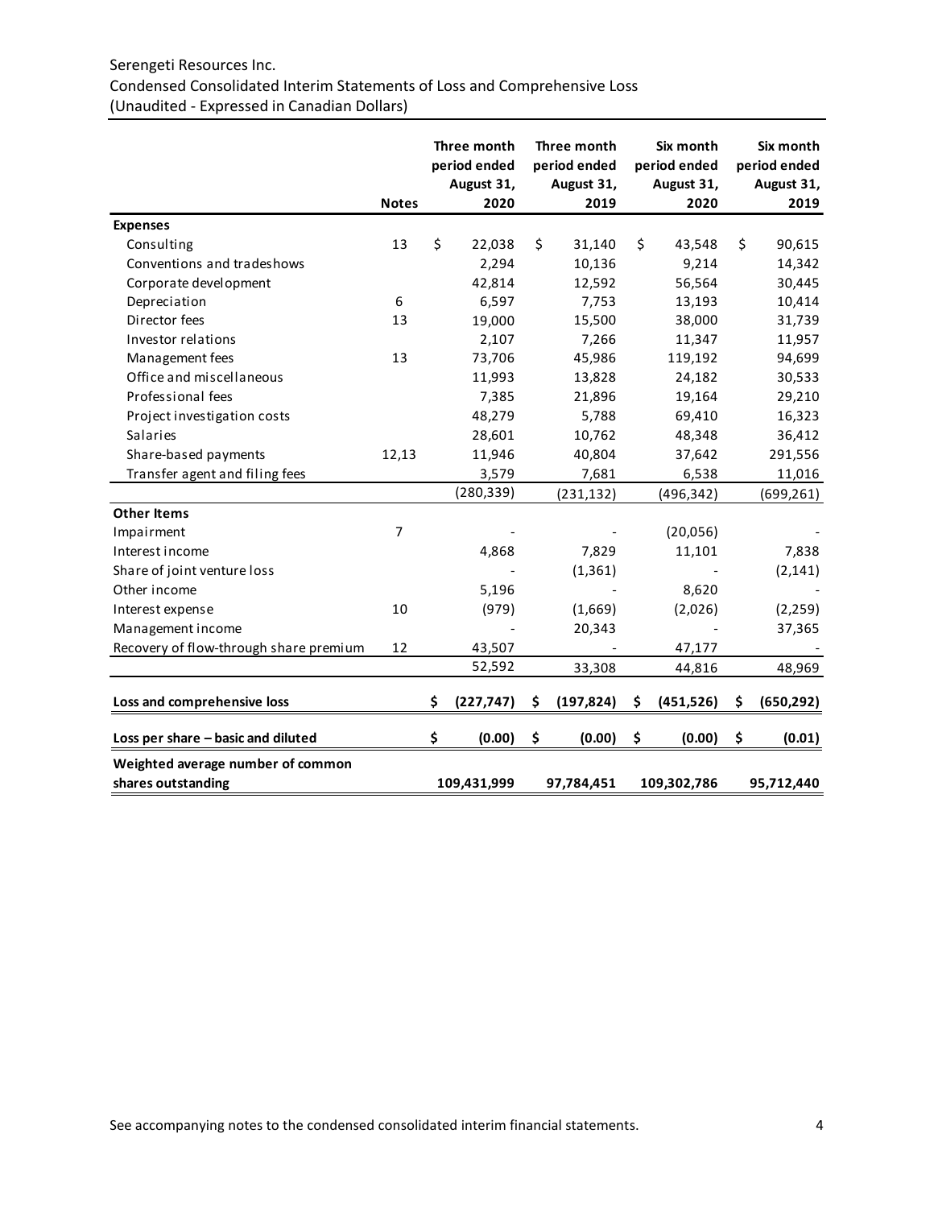Serengeti Resources Inc.
Condensed Consolidated Interim Statements of Loss and Comprehensive Loss
(Unaudited - Expressed in Canadian Dollars)

| | Notes | Three month period ended August 31, 2020 | Three month period ended August 31, 2019 | Six month period ended August 31, 2020 | Six month period ended August 31, 2019 |
|---|---|---|---|---|---|
| **Expenses** | | | | | |
| Consulting | 13 | $ 22,038 | $ 31,140 | $ 43,548 | $ 90,615 |
| Conventions and tradeshows | | 2,294 | 10,136 | 9,214 | 14,342 |
| Corporate development | | 42,814 | 12,592 | 56,564 | 30,445 |
| Depreciation | 6 | 6,597 | 7,753 | 13,193 | 10,414 |
| Director fees | 13 | 19,000 | 15,500 | 38,000 | 31,739 |
| Investor relations | | 2,107 | 7,266 | 11,347 | 11,957 |
| Management fees | 13 | 73,706 | 45,986 | 119,192 | 94,699 |
| Office and miscellaneous | | 11,993 | 13,828 | 24,182 | 30,533 |
| Professional fees | | 7,385 | 21,896 | 19,164 | 29,210 |
| Project investigation costs | | 48,279 | 5,788 | 69,410 | 16,323 |
| Salaries | | 28,601 | 10,762 | 48,348 | 36,412 |
| Share-based payments | 12,13 | 11,946 | 40,804 | 37,642 | 291,556 |
| Transfer agent and filing fees | | 3,579 | 7,681 | 6,538 | 11,016 |
| | | (280,339) | (231,132) | (496,342) | (699,261) |
| **Other Items** | | | | | |
| Impairment | 7 | - | - | (20,056) | - |
| Interest income | | 4,868 | 7,829 | 11,101 | 7,838 |
| Share of joint venture loss | | - | (1,361) | - | (2,141) |
| Other income | | 5,196 | - | 8,620 | - |
| Interest expense | 10 | (979) | (1,669) | (2,026) | (2,259) |
| Management income | | - | 20,343 | - | 37,365 |
| Recovery of flow-through share premium | 12 | 43,507 | - | 47,177 | - |
| | | 52,592 | 33,308 | 44,816 | 48,969 |
| **Loss and comprehensive loss** | | **$ (227,747)** | **$ (197,824)** | **$ (451,526)** | **$ (650,292)** |
| **Loss per share – basic and diluted** | | **$ (0.00)** | **$ (0.00)** | **$ (0.00)** | **$ (0.01)** |
| **Weighted average number of common shares outstanding** | | **109,431,999** | **97,784,451** | **109,302,786** | **95,712,440** |

See accompanying notes to the condensed consolidated interim financial statements.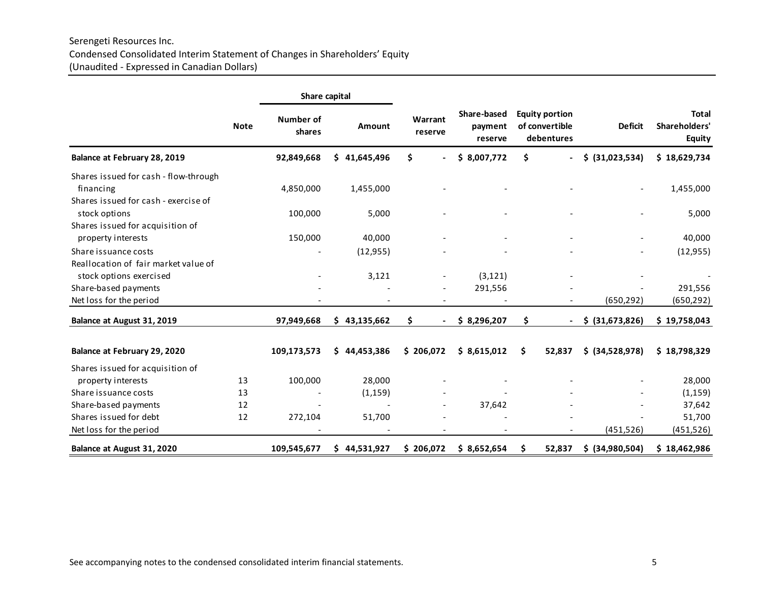Serengeti Resources Inc.
Condensed Consolidated Interim Statement of Changes in Shareholders' Equity
(Unaudited - Expressed in Canadian Dollars)

| | Note | Share capital | | Warrant reserve | Share-based payment reserve | Equity portion of convertible debentures | Deficit | Total Shareholders' Equity |
|---|---|---|---|---|---|---|---|---|
| | | Number of shares | Amount | | | | | |
| **Balance at February 28, 2019** | | **92,849,668** | **$ 41,645,496** | **$ -** | **$ 8,007,772** | **$ -** | **$ (31,023,534)** | **$ 18,629,734** |
| Shares issued for cash - flow-through financing | | 4,850,000 | 1,455,000 | - | - | - | - | 1,455,000 |
| Shares issued for cash - exercise of stock options | | 100,000 | 5,000 | - | - | - | - | 5,000 |
| Shares issued for acquisition of property interests | | 150,000 | 40,000 | - | - | - | - | 40,000 |
| Share issuance costs | | - | (12,955) | - | - | - | - | (12,955) |
| Reallocation of fair market value of stock options exercised | | - | 3,121 | - | (3,121) | - | - | - |
| Share-based payments | | - | - | - | 291,556 | - | - | 291,556 |
| Net loss for the period | | - | - | - | - | - | (650,292) | (650,292) |
| **Balance at August 31, 2019** | | **97,949,668** | **$ 43,135,662** | **$ -** | **$ 8,296,207** | **$ -** | **$ (31,673,826)** | **$ 19,758,043** |
| | | | | | | | | |
| **Balance at February 29, 2020** | | **109,173,573** | **$ 44,453,386** | **$ 206,072** | **$ 8,615,012** | **$ 52,837** | **$ (34,528,978)** | **$ 18,798,329** |
| Shares issued for acquisition of property interests | 13 | 100,000 | 28,000 | - | - | - | - | 28,000 |
| Share issuance costs | 13 | - | (1,159) | - | - | - | - | (1,159) |
| Share-based payments | 12 | - | - | - | 37,642 | - | - | 37,642 |
| Shares issued for debt | 12 | 272,104 | 51,700 | - | - | - | - | 51,700 |
| Net loss for the period | | - | - | - | - | - | (451,526) | (451,526) |
| **Balance at August 31, 2020** | | **109,545,677** | **$ 44,531,927** | **$ 206,072** | **$ 8,652,654** | **$ 52,837** | **$ (34,980,504)** | **$ 18,462,986** |

See accompanying notes to the condensed consolidated interim financial statements.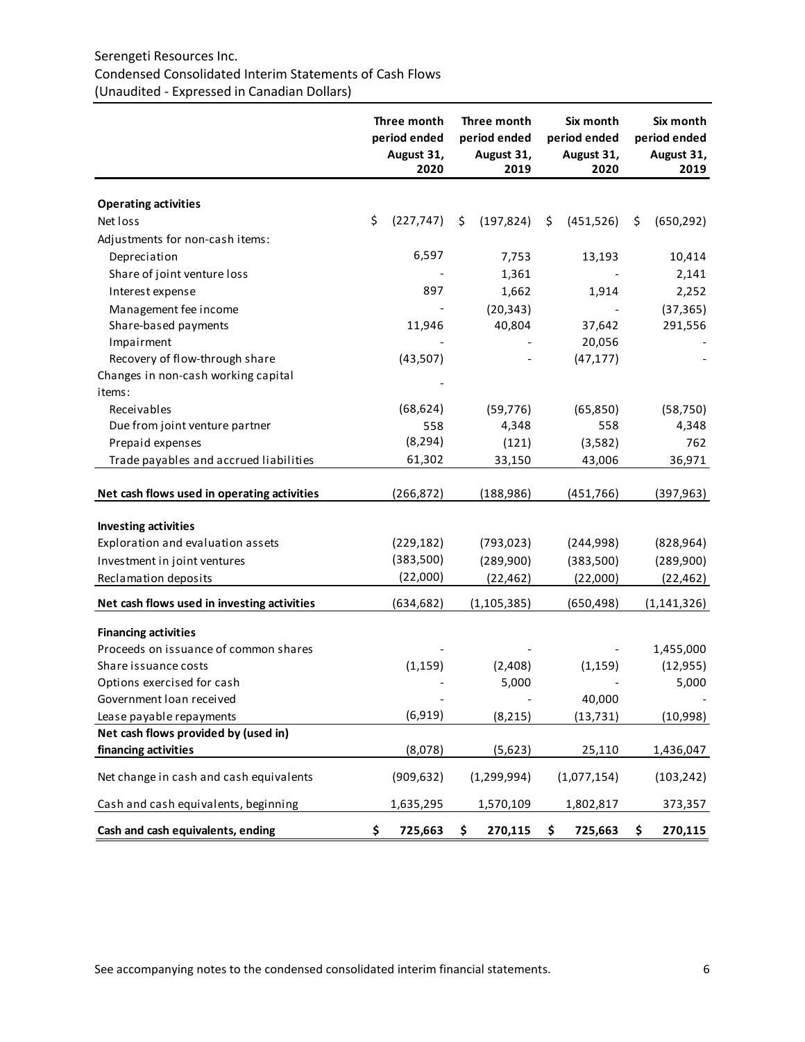Serengeti Resources Inc.
Condensed Consolidated Interim Statements of Cash Flows
(Unaudited - Expressed in Canadian Dollars)

| | Three month period ended August 31, 2020 | Three month period ended August 31, 2019 | Six month period ended August 31, 2020 | Six month period ended August 31, 2019 |
|---|---|---|---|---|
| **Operating activities** | | | | |
| Net loss | $ (227,747) | $ (197,824) | $ (451,526) | $ (650,292) |
| Adjustments for non-cash items: | | | | |
| Depreciation | 6,597 | 7,753 | 13,193 | 10,414 |
| Share of joint venture loss | - | 1,361 | - | 2,141 |
| Interest expense | 897 | 1,662 | 1,914 | 2,252 |
| Management fee income | - | (20,343) | - | (37,365) |
| Share-based payments | 11,946 | 40,804 | 37,642 | 291,556 |
| Impairment | - | - | 20,056 | - |
| Recovery of flow-through share | (43,507) | - | (47,177) | - |
| Changes in non-cash working capital items: | - | | | |
| Receivables | (68,624) | (59,776) | (65,850) | (58,750) |
| Due from joint venture partner | 558 | 4,348 | 558 | 4,348 |
| Prepaid expenses | (8,294) | (121) | (3,582) | 762 |
| Trade payables and accrued liabilities | 61,302 | 33,150 | 43,006 | 36,971 |
| **Net cash flows used in operating activities** | (266,872) | (188,986) | (451,766) | (397,963) |
| **Investing activities** | | | | |
| Exploration and evaluation assets | (229,182) | (793,023) | (244,998) | (828,964) |
| Investment in joint ventures | (383,500) | (289,900) | (383,500) | (289,900) |
| Reclamation deposits | (22,000) | (22,462) | (22,000) | (22,462) |
| **Net cash flows used in investing activities** | (634,682) | (1,105,385) | (650,498) | (1,141,326) |
| **Financing activities** | | | | |
| Proceeds on issuance of common shares | - | - | - | 1,455,000 |
| Share issuance costs | (1,159) | (2,408) | (1,159) | (12,955) |
| Options exercised for cash | - | 5,000 | - | 5,000 |
| Government loan received | - | - | 40,000 | - |
| Lease payable repayments | (6,919) | (8,215) | (13,731) | (10,998) |
| **Net cash flows provided by (used in) financing activities** | (8,078) | (5,623) | 25,110 | 1,436,047 |
| Net change in cash and cash equivalents | (909,632) | (1,299,994) | (1,077,154) | (103,242) |
| Cash and cash equivalents, beginning | 1,635,295 | 1,570,109 | 1,802,817 | 373,357 |
| **Cash and cash equivalents, ending** | **$ 725,663** | **$ 270,115** | **$ 725,663** | **$ 270,115** |

See accompanying notes to the condensed consolidated interim financial statements.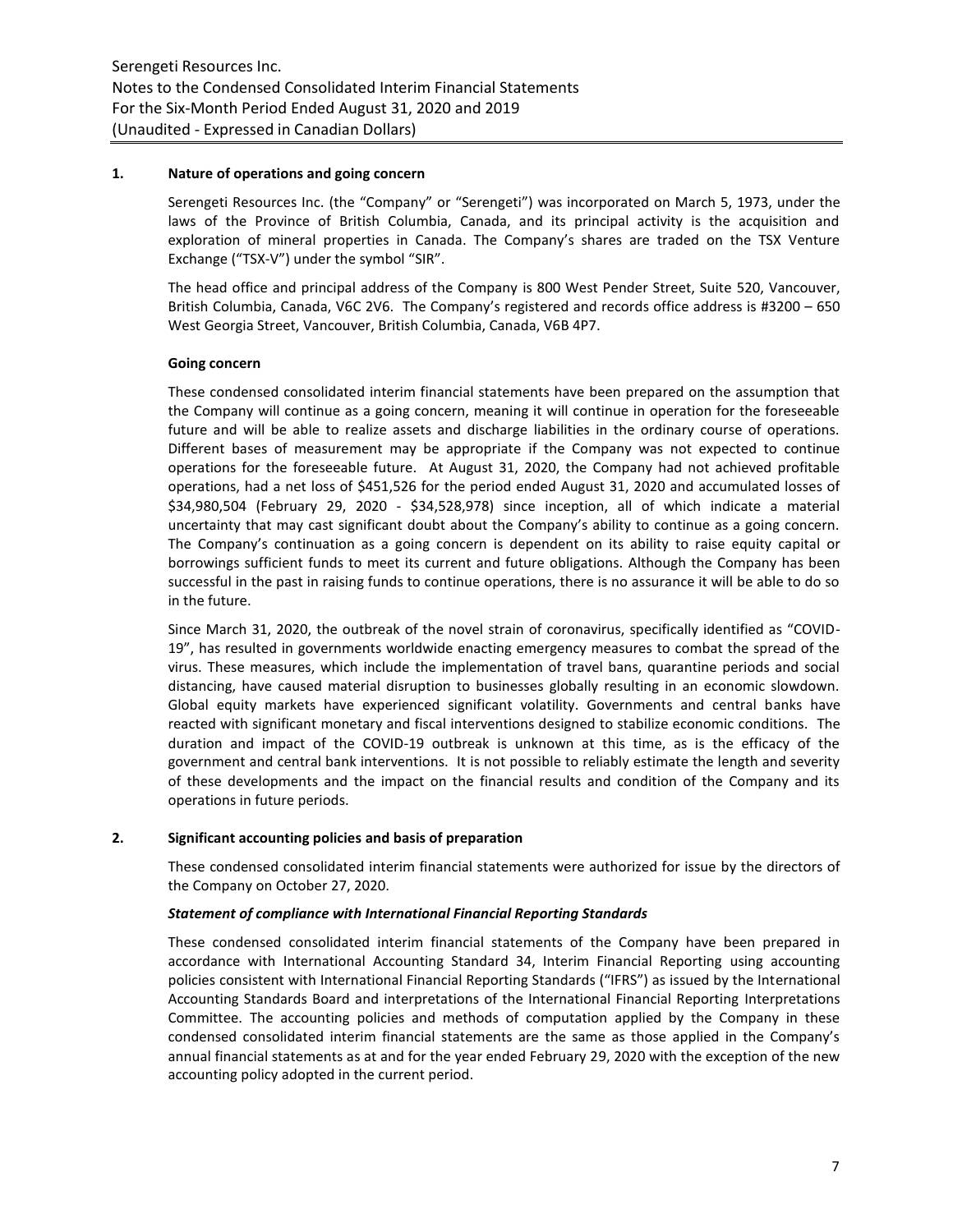## 1. Nature of operations and going concern

Serengeti Resources Inc. (the "Company" or "Serengeti") was incorporated on March 5, 1973, under the laws of the Province of British Columbia, Canada, and its principal activity is the acquisition and exploration of mineral properties in Canada. The Company's shares are traded on the TSX Venture Exchange ("TSX-V") under the symbol "SIR".

The head office and principal address of the Company is 800 West Pender Street, Suite 520, Vancouver, British Columbia, Canada, V6C 2V6. The Company's registered and records office address is #3200 – 650 West Georgia Street, Vancouver, British Columbia, Canada, V6B 4P7.

### Going concern

These condensed consolidated interim financial statements have been prepared on the assumption that the Company will continue as a going concern, meaning it will continue in operation for the foreseeable future and will be able to realize assets and discharge liabilities in the ordinary course of operations. Different bases of measurement may be appropriate if the Company was not expected to continue operations for the foreseeable future. At August 31, 2020, the Company had not achieved profitable operations, had a net loss of $451,526 for the period ended August 31, 2020 and accumulated losses of $34,980,504 (February 29, 2020 - $34,528,978) since inception, all of which indicate a material uncertainty that may cast significant doubt about the Company's ability to continue as a going concern. The Company's continuation as a going concern is dependent on its ability to raise equity capital or borrowings sufficient funds to meet its current and future obligations. Although the Company has been successful in the past in raising funds to continue operations, there is no assurance it will be able to do so in the future.

Since March 31, 2020, the outbreak of the novel strain of coronavirus, specifically identified as "COVID-19", has resulted in governments worldwide enacting emergency measures to combat the spread of the virus. These measures, which include the implementation of travel bans, quarantine periods and social distancing, have caused material disruption to businesses globally resulting in an economic slowdown. Global equity markets have experienced significant volatility. Governments and central banks have reacted with significant monetary and fiscal interventions designed to stabilize economic conditions. The duration and impact of the COVID-19 outbreak is unknown at this time, as is the efficacy of the government and central bank interventions. It is not possible to reliably estimate the length and severity of these developments and the impact on the financial results and condition of the Company and its operations in future periods.

## 2. Significant accounting policies and basis of preparation

These condensed consolidated interim financial statements were authorized for issue by the directors of the Company on October 27, 2020.

***Statement of compliance with International Financial Reporting Standards***

These condensed consolidated interim financial statements of the Company have been prepared in accordance with International Accounting Standard 34, Interim Financial Reporting using accounting policies consistent with International Financial Reporting Standards ("IFRS") as issued by the International Accounting Standards Board and interpretations of the International Financial Reporting Interpretations Committee. The accounting policies and methods of computation applied by the Company in these condensed consolidated interim financial statements are the same as those applied in the Company's annual financial statements as at and for the year ended February 29, 2020 with the exception of the new accounting policy adopted in the current period.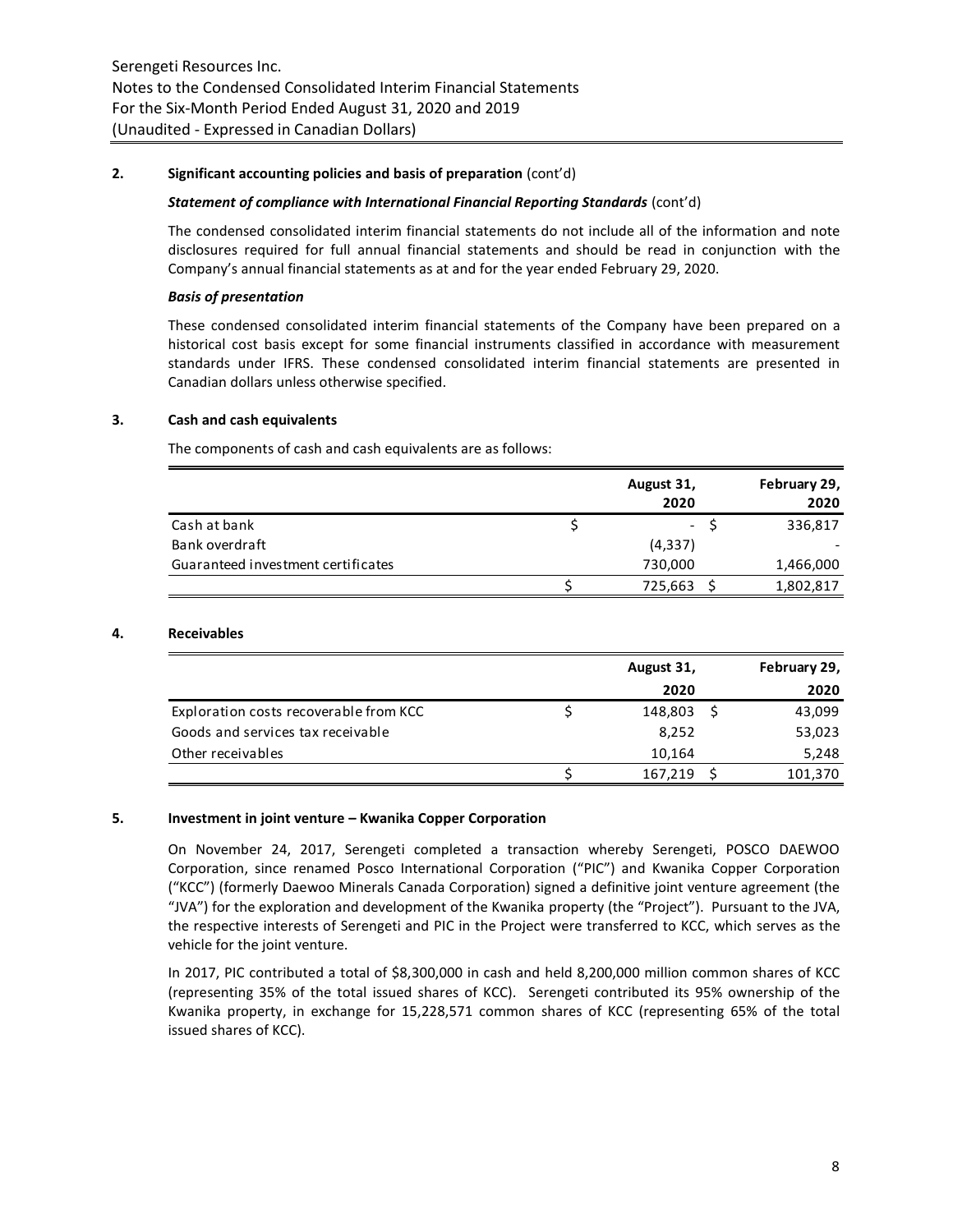## 2. Significant accounting policies and basis of preparation (cont'd)

### *Statement of compliance with International Financial Reporting Standards* (cont'd)

The condensed consolidated interim financial statements do not include all of the information and note disclosures required for full annual financial statements and should be read in conjunction with the Company's annual financial statements as at and for the year ended February 29, 2020.

### *Basis of presentation*

These condensed consolidated interim financial statements of the Company have been prepared on a historical cost basis except for some financial instruments classified in accordance with measurement standards under IFRS. These condensed consolidated interim financial statements are presented in Canadian dollars unless otherwise specified.

## 3. Cash and cash equivalents

The components of cash and cash equivalents are as follows:

| | August 31, 2020 | February 29, 2020 |
|---|---|---|
| Cash at bank | $ - | $ 336,817 |
| Bank overdraft | (4,337) | - |
| Guaranteed investment certificates | 730,000 | 1,466,000 |
| | $ 725,663 | $ 1,802,817 |

## 4. Receivables

| | August 31, 2020 | February 29, 2020 |
|---|---|---|
| Exploration costs recoverable from KCC | $ 148,803 | $ 43,099 |
| Goods and services tax receivable | 8,252 | 53,023 |
| Other receivables | 10,164 | 5,248 |
| | $ 167,219 | $ 101,370 |

## 5. Investment in joint venture – Kwanika Copper Corporation

On November 24, 2017, Serengeti completed a transaction whereby Serengeti, POSCO DAEWOO Corporation, since renamed Posco International Corporation ("PIC") and Kwanika Copper Corporation ("KCC") (formerly Daewoo Minerals Canada Corporation) signed a definitive joint venture agreement (the "JVA") for the exploration and development of the Kwanika property (the "Project"). Pursuant to the JVA, the respective interests of Serengeti and PIC in the Project were transferred to KCC, which serves as the vehicle for the joint venture.

In 2017, PIC contributed a total of $8,300,000 in cash and held 8,200,000 million common shares of KCC (representing 35% of the total issued shares of KCC). Serengeti contributed its 95% ownership of the Kwanika property, in exchange for 15,228,571 common shares of KCC (representing 65% of the total issued shares of KCC).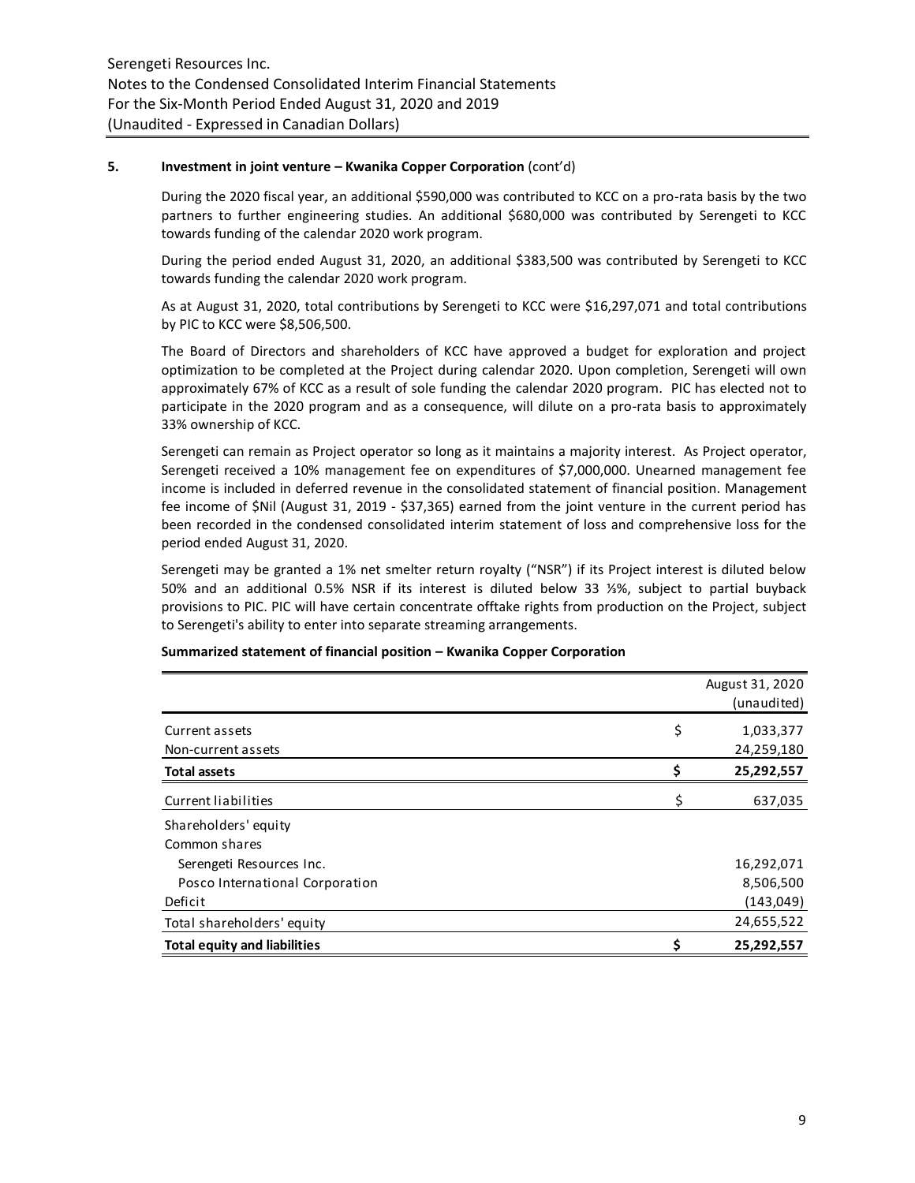**5. Investment in joint venture – Kwanika Copper Corporation** (cont'd)

During the 2020 fiscal year, an additional $590,000 was contributed to KCC on a pro-rata basis by the two partners to further engineering studies. An additional $680,000 was contributed by Serengeti to KCC towards funding of the calendar 2020 work program.

During the period ended August 31, 2020, an additional $383,500 was contributed by Serengeti to KCC towards funding the calendar 2020 work program.

As at August 31, 2020, total contributions by Serengeti to KCC were $16,297,071 and total contributions by PIC to KCC were $8,506,500.

The Board of Directors and shareholders of KCC have approved a budget for exploration and project optimization to be completed at the Project during calendar 2020. Upon completion, Serengeti will own approximately 67% of KCC as a result of sole funding the calendar 2020 program. PIC has elected not to participate in the 2020 program and as a consequence, will dilute on a pro-rata basis to approximately 33% ownership of KCC.

Serengeti can remain as Project operator so long as it maintains a majority interest. As Project operator, Serengeti received a 10% management fee on expenditures of $7,000,000. Unearned management fee income is included in deferred revenue in the consolidated statement of financial position. Management fee income of $Nil (August 31, 2019 - $37,365) earned from the joint venture in the current period has been recorded in the condensed consolidated interim statement of loss and comprehensive loss for the period ended August 31, 2020.

Serengeti may be granted a 1% net smelter return royalty ("NSR") if its Project interest is diluted below 50% and an additional 0.5% NSR if its interest is diluted below 33 ⅓%, subject to partial buyback provisions to PIC. PIC will have certain concentrate offtake rights from production on the Project, subject to Serengeti's ability to enter into separate streaming arrangements.

**Summarized statement of financial position – Kwanika Copper Corporation**

| | | August 31, 2020 (unaudited) |
|---|---|---|
| Current assets | $ | 1,033,377 |
| Non-current assets | | 24,259,180 |
| **Total assets** | **$** | **25,292,557** |
| Current liabilities | $ | 637,035 |
| Shareholders' equity | | |
| Common shares | | |
| Serengeti Resources Inc. | | 16,292,071 |
| Posco International Corporation | | 8,506,500 |
| Deficit | | (143,049) |
| Total shareholders' equity | | 24,655,522 |
| **Total equity and liabilities** | **$** | **25,292,557** |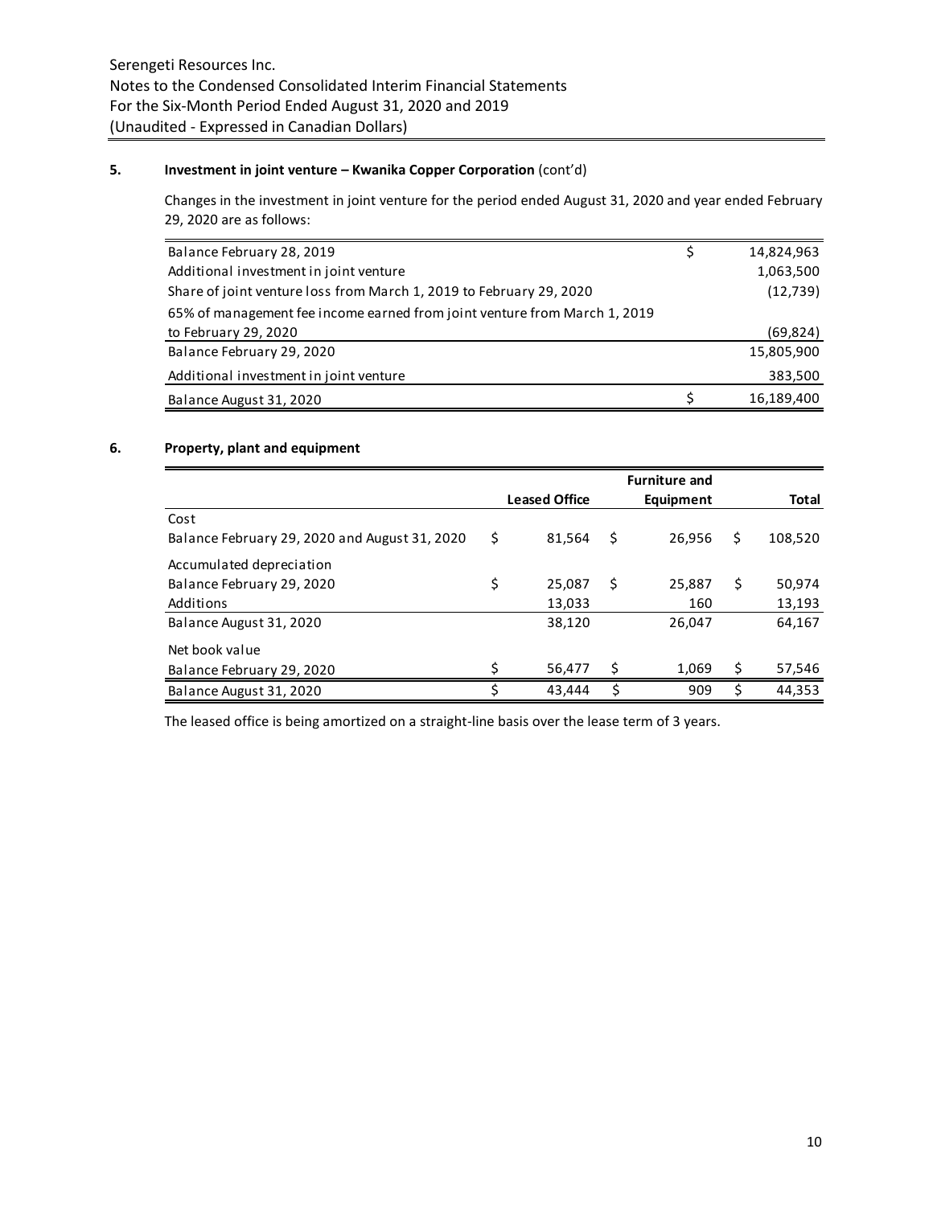## 5. Investment in joint venture – Kwanika Copper Corporation (cont'd)

Changes in the investment in joint venture for the period ended August 31, 2020 and year ended February 29, 2020 are as follows:

| | | |
|---|---|---|
| Balance February 28, 2019 | $ | 14,824,963 |
| Additional investment in joint venture | | 1,063,500 |
| Share of joint venture loss from March 1, 2019 to February 29, 2020 | | (12,739) |
| 65% of management fee income earned from joint venture from March 1, 2019 to February 29, 2020 | | (69,824) |
| Balance February 29, 2020 | | 15,805,900 |
| Additional investment in joint venture | | 383,500 |
| Balance August 31, 2020 | $ | 16,189,400 |

## 6. Property, plant and equipment

| | Leased Office | Furniture and Equipment | Total |
|---|---|---|---|
| Cost | | | |
| Balance February 29, 2020 and August 31, 2020 | $ 81,564 | $ 26,956 | $ 108,520 |
| Accumulated depreciation | | | |
| Balance February 29, 2020 | $ 25,087 | $ 25,887 | $ 50,974 |
| Additions | 13,033 | 160 | 13,193 |
| Balance August 31, 2020 | 38,120 | 26,047 | 64,167 |
| Net book value | | | |
| Balance February 29, 2020 | $ 56,477 | $ 1,069 | $ 57,546 |
| Balance August 31, 2020 | $ 43,444 | $ 909 | $ 44,353 |

The leased office is being amortized on a straight-line basis over the lease term of 3 years.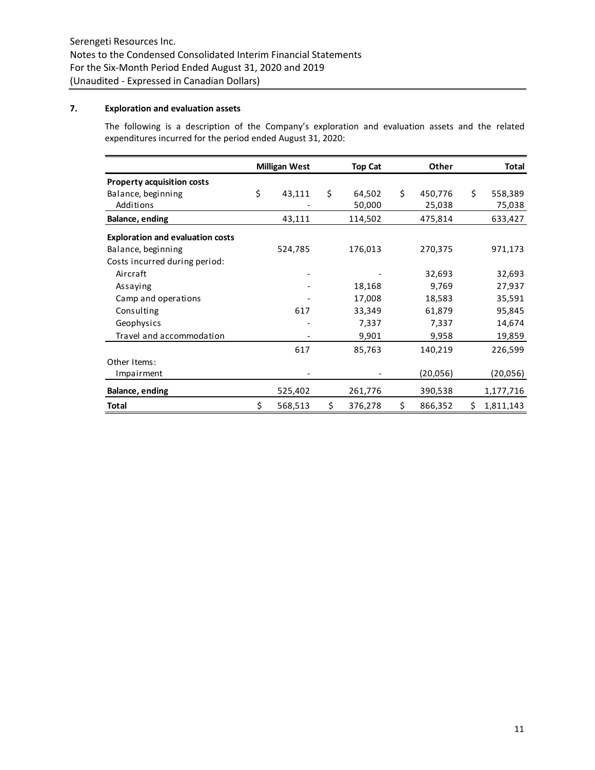Serengeti Resources Inc.
Notes to the Condensed Consolidated Interim Financial Statements
For the Six-Month Period Ended August 31, 2020 and 2019
(Unaudited - Expressed in Canadian Dollars)

## 7. Exploration and evaluation assets

The following is a description of the Company's exploration and evaluation assets and the related expenditures incurred for the period ended August 31, 2020:

| | Milligan West | Top Cat | Other | Total |
|---|---|---|---|---|
| **Property acquisition costs** | | | | |
| Balance, beginning | $ 43,111 | $ 64,502 | $ 450,776 | $ 558,389 |
| Additions | - | 50,000 | 25,038 | 75,038 |
| **Balance, ending** | 43,111 | 114,502 | 475,814 | 633,427 |
| **Exploration and evaluation costs** | | | | |
| Balance, beginning | 524,785 | 176,013 | 270,375 | 971,173 |
| Costs incurred during period: | | | | |
| Aircraft | - | - | 32,693 | 32,693 |
| Assaying | - | 18,168 | 9,769 | 27,937 |
| Camp and operations | - | 17,008 | 18,583 | 35,591 |
| Consulting | 617 | 33,349 | 61,879 | 95,845 |
| Geophysics | - | 7,337 | 7,337 | 14,674 |
| Travel and accommodation | - | 9,901 | 9,958 | 19,859 |
| | 617 | 85,763 | 140,219 | 226,599 |
| Other Items: | | | | |
| Impairment | - | - | (20,056) | (20,056) |
| **Balance, ending** | 525,402 | 261,776 | 390,538 | 1,177,716 |
| **Total** | $ 568,513 | $ 376,278 | $ 866,352 | $ 1,811,143 |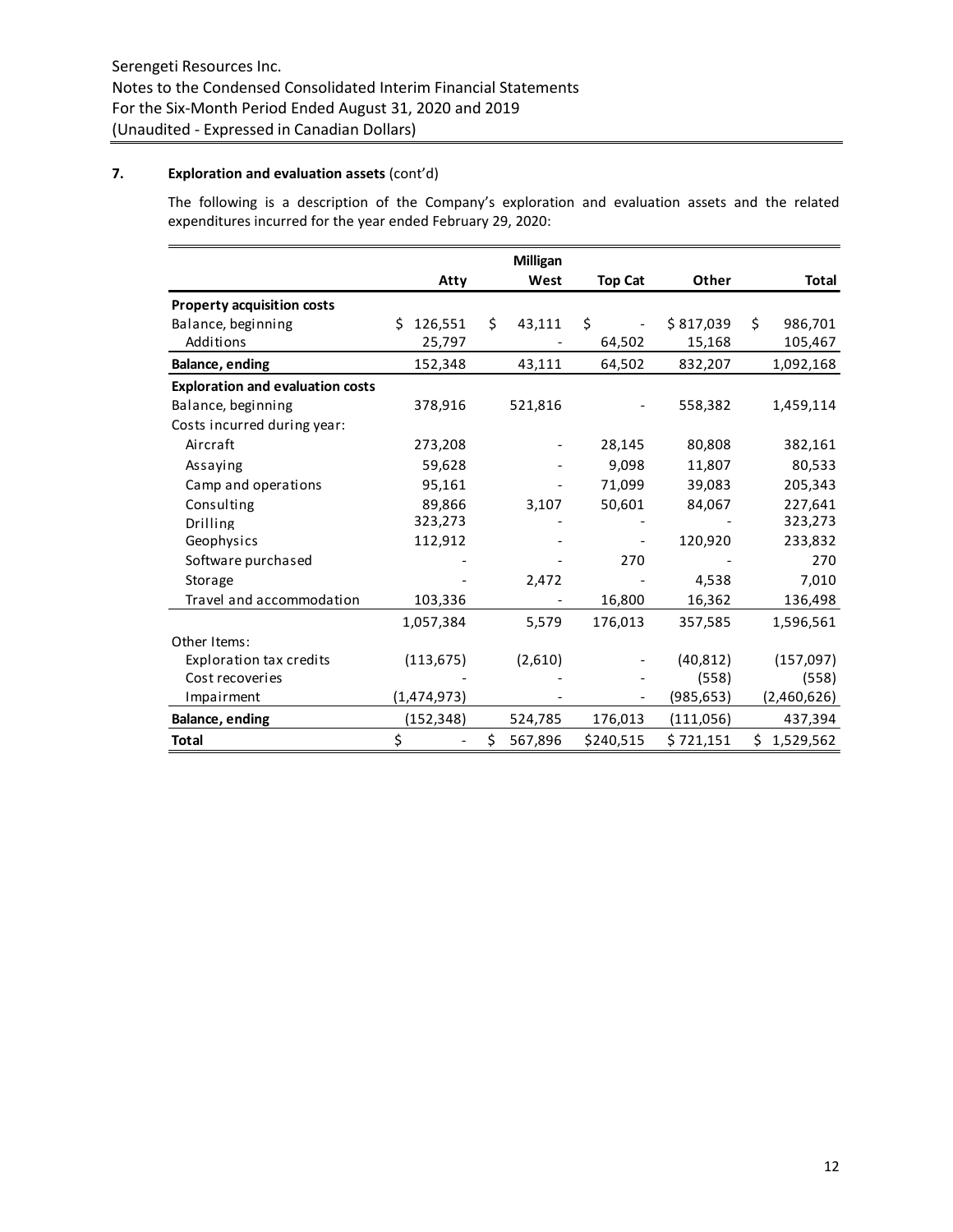Serengeti Resources Inc.
Notes to the Condensed Consolidated Interim Financial Statements
For the Six-Month Period Ended August 31, 2020 and 2019
(Unaudited - Expressed in Canadian Dollars)

## 7. Exploration and evaluation assets (cont'd)

The following is a description of the Company's exploration and evaluation assets and the related expenditures incurred for the year ended February 29, 2020:

| | Atty | Milligan West | Top Cat | Other | Total |
|---|---|---|---|---|---|
| **Property acquisition costs** | | | | | |
| Balance, beginning | $ 126,551 | $ 43,111 | $ - | $ 817,039 | $ 986,701 |
| Additions | 25,797 | - | 64,502 | 15,168 | 105,467 |
| **Balance, ending** | 152,348 | 43,111 | 64,502 | 832,207 | 1,092,168 |
| **Exploration and evaluation costs** | | | | | |
| Balance, beginning | 378,916 | 521,816 | - | 558,382 | 1,459,114 |
| Costs incurred during year: | | | | | |
| Aircraft | 273,208 | - | 28,145 | 80,808 | 382,161 |
| Assaying | 59,628 | - | 9,098 | 11,807 | 80,533 |
| Camp and operations | 95,161 | - | 71,099 | 39,083 | 205,343 |
| Consulting | 89,866 | 3,107 | 50,601 | 84,067 | 227,641 |
| Drilling | 323,273 | - | - | - | 323,273 |
| Geophysics | 112,912 | - | - | 120,920 | 233,832 |
| Software purchased | - | - | 270 | - | 270 |
| Storage | - | 2,472 | - | 4,538 | 7,010 |
| Travel and accommodation | 103,336 | - | 16,800 | 16,362 | 136,498 |
| | 1,057,384 | 5,579 | 176,013 | 357,585 | 1,596,561 |
| Other Items: | | | | | |
| Exploration tax credits | (113,675) | (2,610) | - | (40,812) | (157,097) |
| Cost recoveries | - | - | - | (558) | (558) |
| Impairment | (1,474,973) | - | - | (985,653) | (2,460,626) |
| **Balance, ending** | (152,348) | 524,785 | 176,013 | (111,056) | 437,394 |
| **Total** | $ - | $ 567,896 | $240,515 | $ 721,151 | $ 1,529,562 |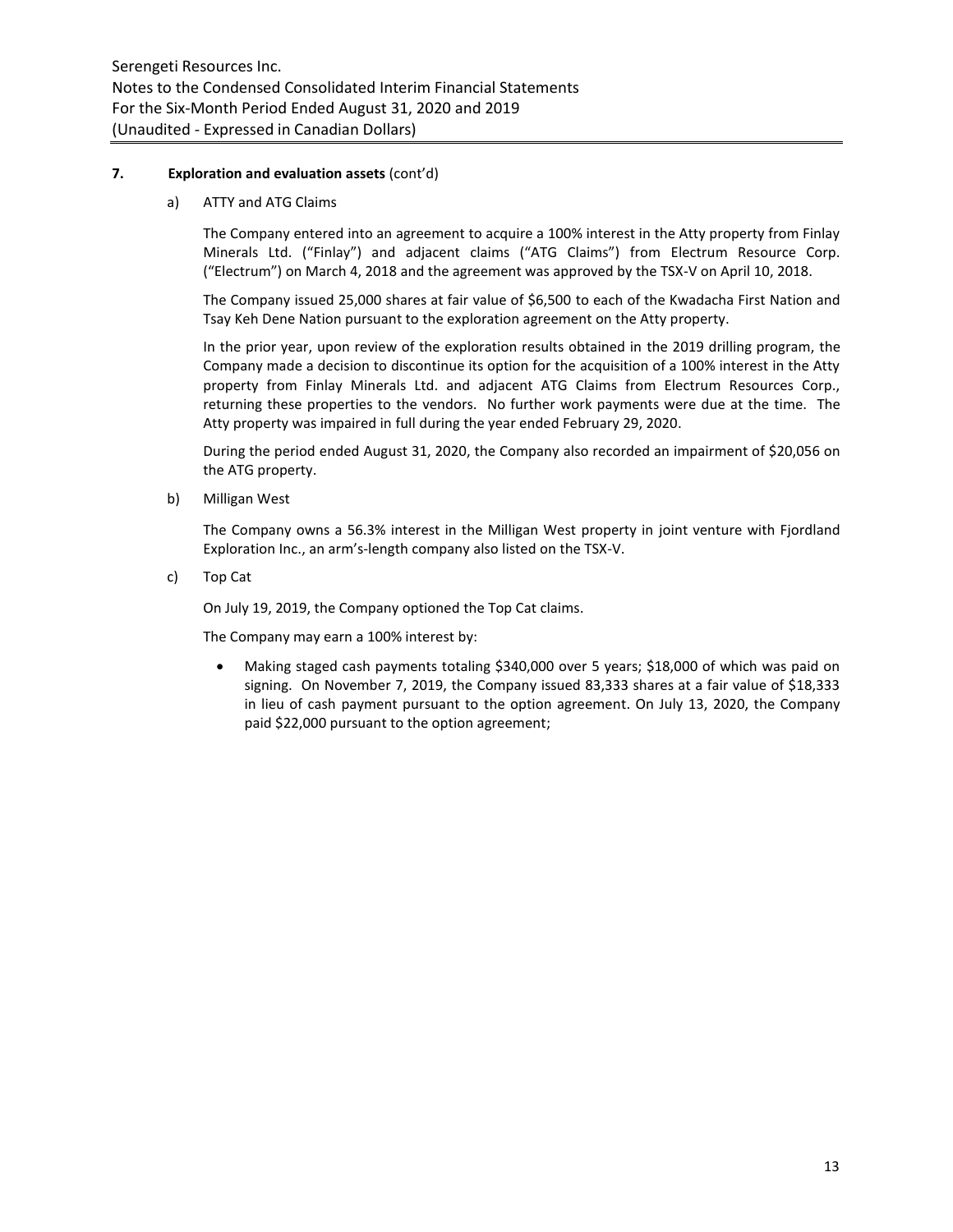**7. Exploration and evaluation assets** (cont'd)

a) ATTY and ATG Claims

The Company entered into an agreement to acquire a 100% interest in the Atty property from Finlay Minerals Ltd. ("Finlay") and adjacent claims ("ATG Claims") from Electrum Resource Corp. ("Electrum") on March 4, 2018 and the agreement was approved by the TSX-V on April 10, 2018.

The Company issued 25,000 shares at fair value of $6,500 to each of the Kwadacha First Nation and Tsay Keh Dene Nation pursuant to the exploration agreement on the Atty property.

In the prior year, upon review of the exploration results obtained in the 2019 drilling program, the Company made a decision to discontinue its option for the acquisition of a 100% interest in the Atty property from Finlay Minerals Ltd. and adjacent ATG Claims from Electrum Resources Corp., returning these properties to the vendors. No further work payments were due at the time. The Atty property was impaired in full during the year ended February 29, 2020.

During the period ended August 31, 2020, the Company also recorded an impairment of $20,056 on the ATG property.

b) Milligan West

The Company owns a 56.3% interest in the Milligan West property in joint venture with Fjordland Exploration Inc., an arm's-length company also listed on the TSX-V.

c) Top Cat

On July 19, 2019, the Company optioned the Top Cat claims.

The Company may earn a 100% interest by:

- Making staged cash payments totaling $340,000 over 5 years; $18,000 of which was paid on signing. On November 7, 2019, the Company issued 83,333 shares at a fair value of $18,333 in lieu of cash payment pursuant to the option agreement. On July 13, 2020, the Company paid $22,000 pursuant to the option agreement;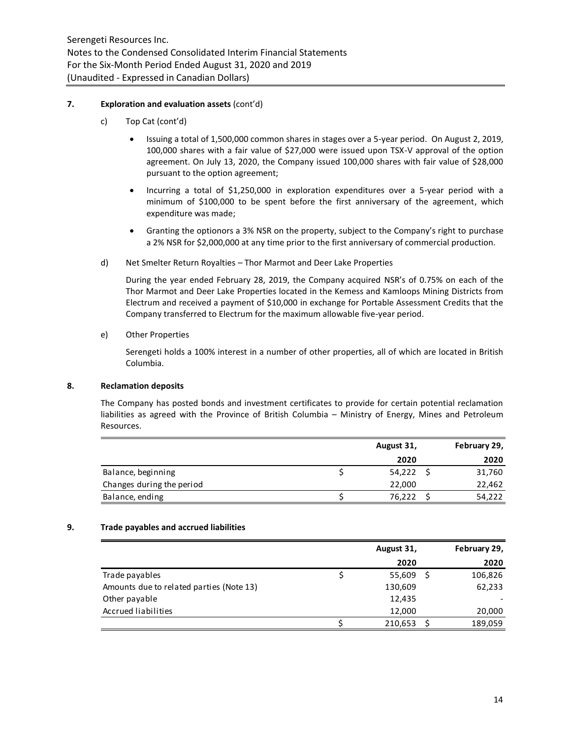**7. Exploration and evaluation assets** (cont'd)

c) Top Cat (cont'd)

- Issuing a total of 1,500,000 common shares in stages over a 5-year period. On August 2, 2019, 100,000 shares with a fair value of $27,000 were issued upon TSX-V approval of the option agreement. On July 13, 2020, the Company issued 100,000 shares with fair value of $28,000 pursuant to the option agreement;
- Incurring a total of $1,250,000 in exploration expenditures over a 5-year period with a minimum of $100,000 to be spent before the first anniversary of the agreement, which expenditure was made;
- Granting the optionors a 3% NSR on the property, subject to the Company's right to purchase a 2% NSR for $2,000,000 at any time prior to the first anniversary of commercial production.

d) Net Smelter Return Royalties – Thor Marmot and Deer Lake Properties

During the year ended February 28, 2019, the Company acquired NSR's of 0.75% on each of the Thor Marmot and Deer Lake Properties located in the Kemess and Kamloops Mining Districts from Electrum and received a payment of $10,000 in exchange for Portable Assessment Credits that the Company transferred to Electrum for the maximum allowable five-year period.

e) Other Properties

Serengeti holds a 100% interest in a number of other properties, all of which are located in British Columbia.

**8. Reclamation deposits**

The Company has posted bonds and investment certificates to provide for certain potential reclamation liabilities as agreed with the Province of British Columbia – Ministry of Energy, Mines and Petroleum Resources.

| | August 31, 2020 | February 29, 2020 |
|---|---|---|
| Balance, beginning | $ 54,222 | $ 31,760 |
| Changes during the period | 22,000 | 22,462 |
| Balance, ending | $ 76,222 | $ 54,222 |

**9. Trade payables and accrued liabilities**

| | August 31, 2020 | February 29, 2020 |
|---|---|---|
| Trade payables | $ 55,609 | $ 106,826 |
| Amounts due to related parties (Note 13) | 130,609 | 62,233 |
| Other payable | 12,435 | - |
| Accrued liabilities | 12,000 | 20,000 |
| | $ 210,653 | $ 189,059 |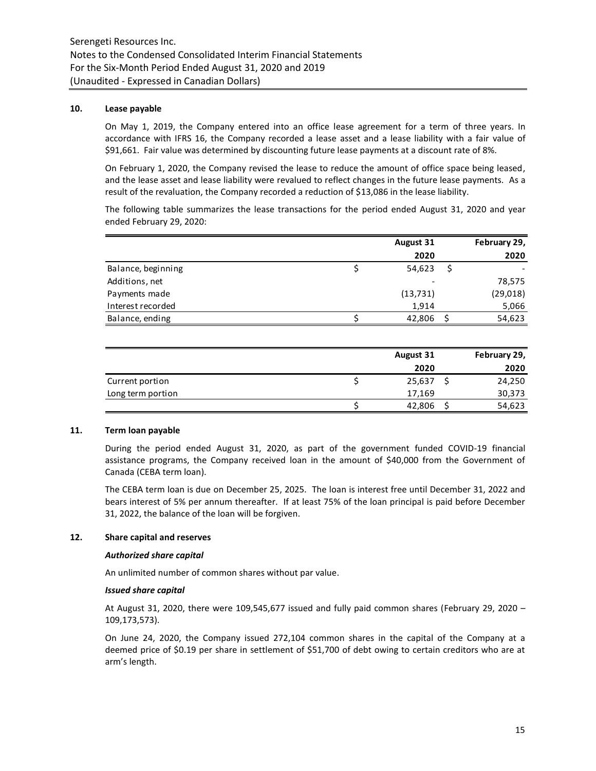## 10. Lease payable

On May 1, 2019, the Company entered into an office lease agreement for a term of three years. In accordance with IFRS 16, the Company recorded a lease asset and a lease liability with a fair value of $91,661. Fair value was determined by discounting future lease payments at a discount rate of 8%.

On February 1, 2020, the Company revised the lease to reduce the amount of office space being leased, and the lease asset and lease liability were revalued to reflect changes in the future lease payments. As a result of the revaluation, the Company recorded a reduction of $13,086 in the lease liability.

The following table summarizes the lease transactions for the period ended August 31, 2020 and year ended February 29, 2020:

| | August 31 2020 | February 29, 2020 |
|---|---|---|
| Balance, beginning | $ 54,623 | $ - |
| Additions, net | - | 78,575 |
| Payments made | (13,731) | (29,018) |
| Interest recorded | 1,914 | 5,066 |
| Balance, ending | $ 42,806 | $ 54,623 |

| | August 31 2020 | February 29, 2020 |
|---|---|---|
| Current portion | $ 25,637 | $ 24,250 |
| Long term portion | 17,169 | 30,373 |
| | $ 42,806 | $ 54,623 |

## 11. Term loan payable

During the period ended August 31, 2020, as part of the government funded COVID-19 financial assistance programs, the Company received loan in the amount of $40,000 from the Government of Canada (CEBA term loan).

The CEBA term loan is due on December 25, 2025. The loan is interest free until December 31, 2022 and bears interest of 5% per annum thereafter. If at least 75% of the loan principal is paid before December 31, 2022, the balance of the loan will be forgiven.

## 12. Share capital and reserves

***Authorized share capital***

An unlimited number of common shares without par value.

***Issued share capital***

At August 31, 2020, there were 109,545,677 issued and fully paid common shares (February 29, 2020 – 109,173,573).

On June 24, 2020, the Company issued 272,104 common shares in the capital of the Company at a deemed price of $0.19 per share in settlement of $51,700 of debt owing to certain creditors who are at arm's length.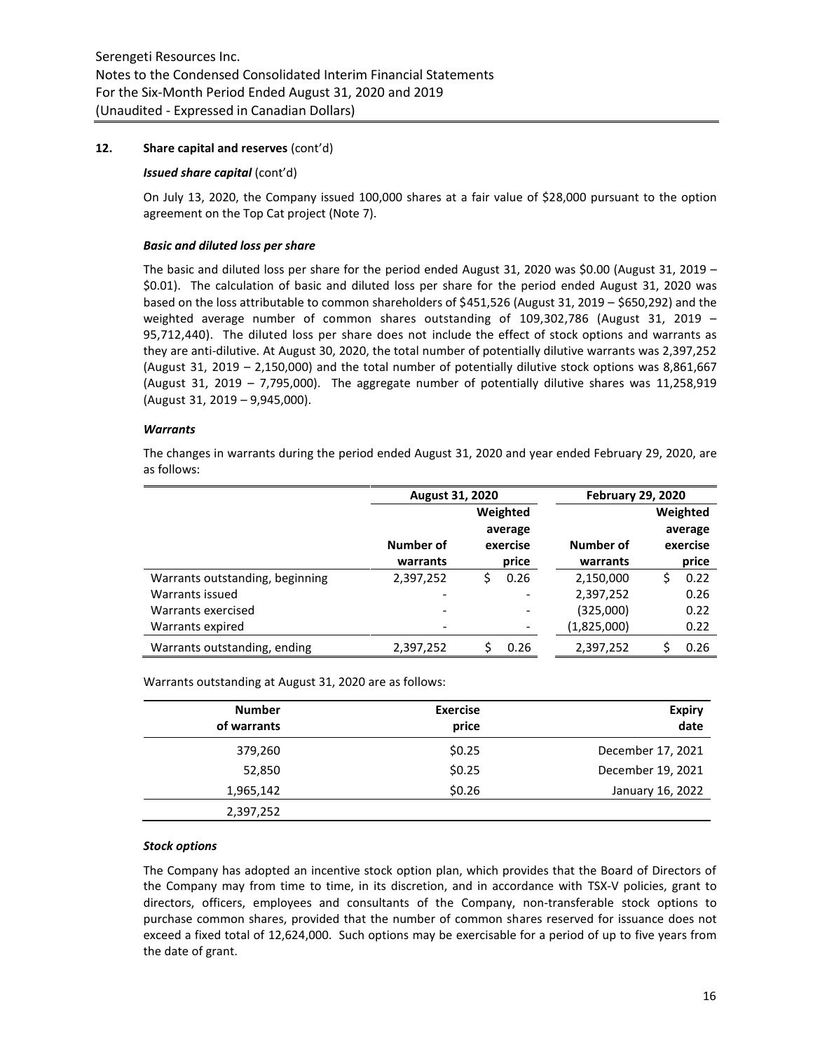## 12. Share capital and reserves (cont'd)

### *Issued share capital* (cont'd)

On July 13, 2020, the Company issued 100,000 shares at a fair value of $28,000 pursuant to the option agreement on the Top Cat project (Note 7).

### *Basic and diluted loss per share*

The basic and diluted loss per share for the period ended August 31, 2020 was $0.00 (August 31, 2019 – $0.01). The calculation of basic and diluted loss per share for the period ended August 31, 2020 was based on the loss attributable to common shareholders of $451,526 (August 31, 2019 – $650,292) and the weighted average number of common shares outstanding of 109,302,786 (August 31, 2019 – 95,712,440). The diluted loss per share does not include the effect of stock options and warrants as they are anti-dilutive. At August 30, 2020, the total number of potentially dilutive warrants was 2,397,252 (August 31, 2019 – 2,150,000) and the total number of potentially dilutive stock options was 8,861,667 (August 31, 2019 – 7,795,000). The aggregate number of potentially dilutive shares was 11,258,919 (August 31, 2019 – 9,945,000).

### *Warrants*

The changes in warrants during the period ended August 31, 2020 and year ended February 29, 2020, are as follows:

| | August 31, 2020 | | February 29, 2020 | |
|---|---|---|---|---|
| | Number of warrants | Weighted average exercise price | Number of warrants | Weighted average exercise price |
| Warrants outstanding, beginning | 2,397,252 | $ 0.26 | 2,150,000 | $ 0.22 |
| Warrants issued | - | - | 2,397,252 | 0.26 |
| Warrants exercised | - | - | (325,000) | 0.22 |
| Warrants expired | - | - | (1,825,000) | 0.22 |
| Warrants outstanding, ending | 2,397,252 | $ 0.26 | 2,397,252 | $ 0.26 |

Warrants outstanding at August 31, 2020 are as follows:

| Number of warrants | Exercise price | Expiry date |
|---|---|---|
| 379,260 | $0.25 | December 17, 2021 |
| 52,850 | $0.25 | December 19, 2021 |
| 1,965,142 | $0.26 | January 16, 2022 |
| 2,397,252 | | |

### *Stock options*

The Company has adopted an incentive stock option plan, which provides that the Board of Directors of the Company may from time to time, in its discretion, and in accordance with TSX-V policies, grant to directors, officers, employees and consultants of the Company, non-transferable stock options to purchase common shares, provided that the number of common shares reserved for issuance does not exceed a fixed total of 12,624,000. Such options may be exercisable for a period of up to five years from the date of grant.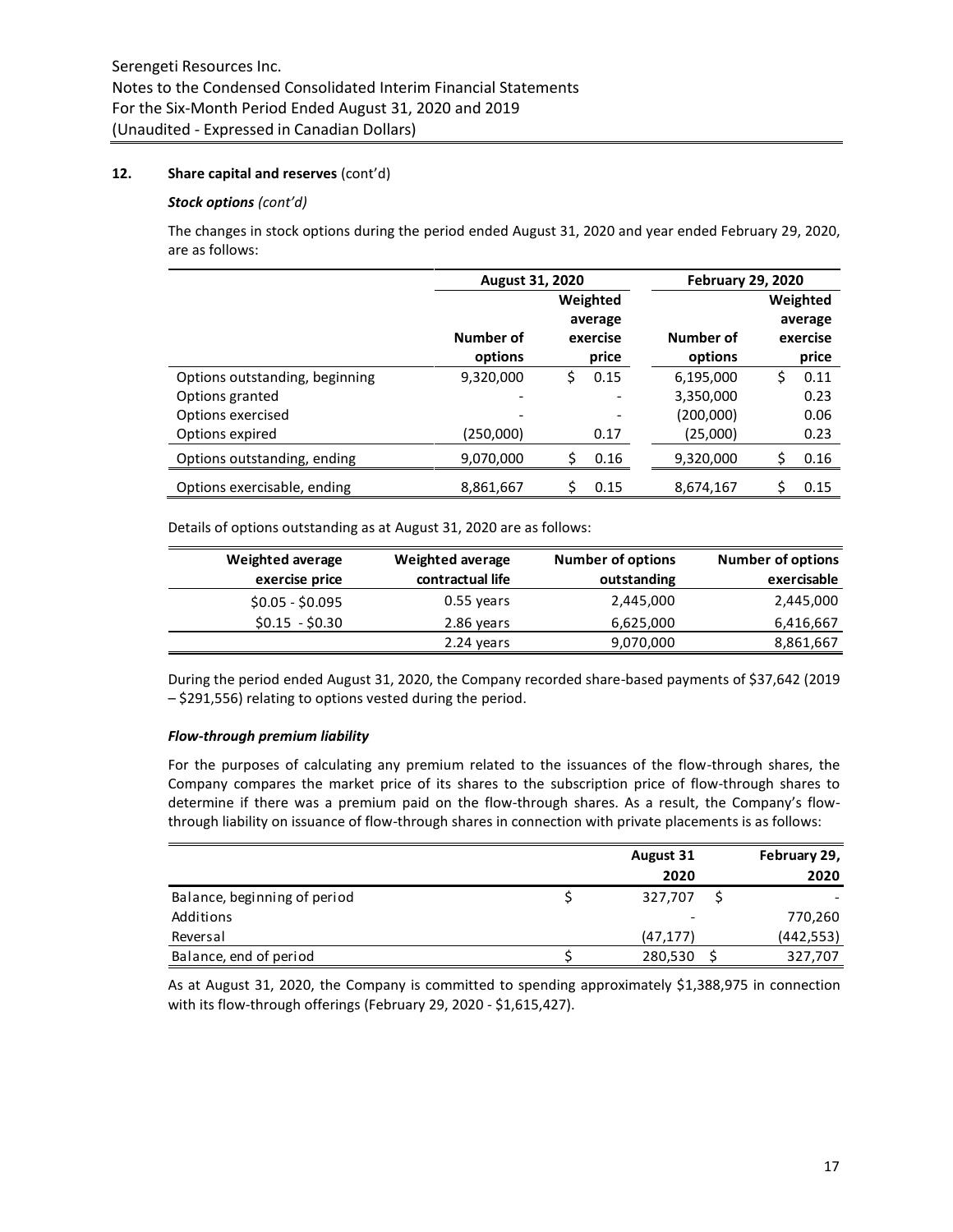## 12. Share capital and reserves (cont'd)

### *Stock options (cont'd)*

The changes in stock options during the period ended August 31, 2020 and year ended February 29, 2020, are as follows:

| | August 31, 2020 | | February 29, 2020 | |
|---|---|---|---|---|
| | Number of options | Weighted average exercise price | Number of options | Weighted average exercise price |
| Options outstanding, beginning | 9,320,000 | $ 0.15 | 6,195,000 | $ 0.11 |
| Options granted | - | - | 3,350,000 | 0.23 |
| Options exercised | - | - | (200,000) | 0.06 |
| Options expired | (250,000) | 0.17 | (25,000) | 0.23 |
| Options outstanding, ending | 9,070,000 | $ 0.16 | 9,320,000 | $ 0.16 |
| Options exercisable, ending | 8,861,667 | $ 0.15 | 8,674,167 | $ 0.15 |

Details of options outstanding as at August 31, 2020 are as follows:

| Weighted average exercise price | Weighted average contractual life | Number of options outstanding | Number of options exercisable |
|---|---|---|---|
| $0.05 - $0.095 | 0.55 years | 2,445,000 | 2,445,000 |
| $0.15 - $0.30 | 2.86 years | 6,625,000 | 6,416,667 |
| | 2.24 years | 9,070,000 | 8,861,667 |

During the period ended August 31, 2020, the Company recorded share-based payments of $37,642 (2019 – $291,556) relating to options vested during the period.

### *Flow-through premium liability*

For the purposes of calculating any premium related to the issuances of the flow-through shares, the Company compares the market price of its shares to the subscription price of flow-through shares to determine if there was a premium paid on the flow-through shares. As a result, the Company's flow-through liability on issuance of flow-through shares in connection with private placements is as follows:

| | August 31 2020 | February 29, 2020 |
|---|---|---|
| Balance, beginning of period | $ 327,707 | $ - |
| Additions | - | 770,260 |
| Reversal | (47,177) | (442,553) |
| Balance, end of period | $ 280,530 | $ 327,707 |

As at August 31, 2020, the Company is committed to spending approximately $1,388,975 in connection with its flow-through offerings (February 29, 2020 - $1,615,427).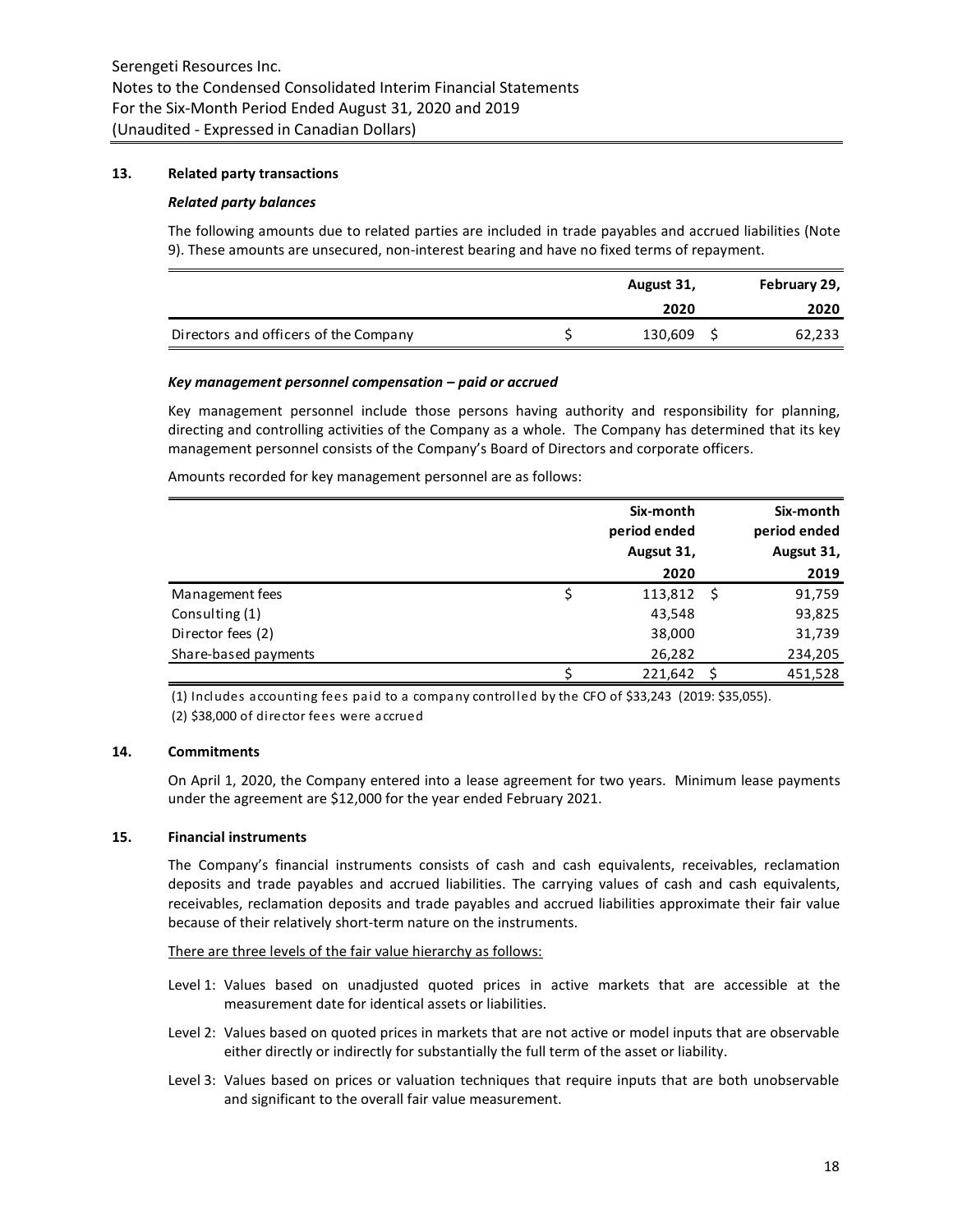## 13. Related party transactions

### *Related party balances*

The following amounts due to related parties are included in trade payables and accrued liabilities (Note 9). These amounts are unsecured, non-interest bearing and have no fixed terms of repayment.

| | August 31, 2020 | February 29, 2020 |
|---|---|---|
| Directors and officers of the Company | $ 130,609 | $ 62,233 |

### *Key management personnel compensation – paid or accrued*

Key management personnel include those persons having authority and responsibility for planning, directing and controlling activities of the Company as a whole. The Company has determined that its key management personnel consists of the Company's Board of Directors and corporate officers.

Amounts recorded for key management personnel are as follows:

| | Six-month period ended Augsut 31, 2020 | Six-month period ended Augsut 31, 2019 |
|---|---|---|
| Management fees | $ 113,812 | $ 91,759 |
| Consulting (1) | 43,548 | 93,825 |
| Director fees (2) | 38,000 | 31,739 |
| Share-based payments | 26,282 | 234,205 |
| | $ 221,642 | $ 451,528 |

(1) Includes accounting fees paid to a company controlled by the CFO of $33,243 (2019: $35,055).

(2) $38,000 of director fees were accrued

## 14. Commitments

On April 1, 2020, the Company entered into a lease agreement for two years. Minimum lease payments under the agreement are $12,000 for the year ended February 2021.

## 15. Financial instruments

The Company's financial instruments consists of cash and cash equivalents, receivables, reclamation deposits and trade payables and accrued liabilities. The carrying values of cash and cash equivalents, receivables, reclamation deposits and trade payables and accrued liabilities approximate their fair value because of their relatively short-term nature on the instruments.

There are three levels of the fair value hierarchy as follows:

- Level 1: Values based on unadjusted quoted prices in active markets that are accessible at the measurement date for identical assets or liabilities.
- Level 2: Values based on quoted prices in markets that are not active or model inputs that are observable either directly or indirectly for substantially the full term of the asset or liability.
- Level 3: Values based on prices or valuation techniques that require inputs that are both unobservable and significant to the overall fair value measurement.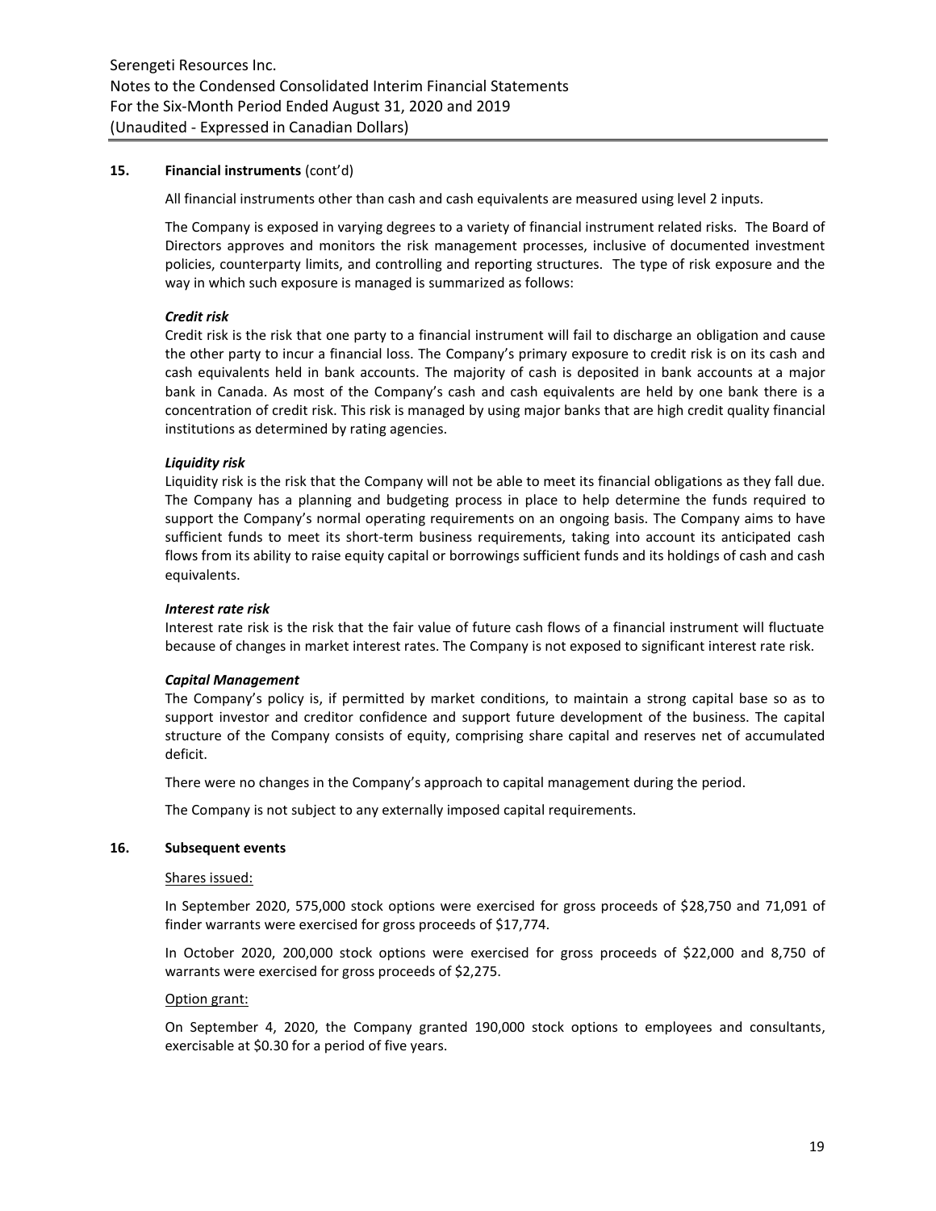## 15. Financial instruments (cont'd)

All financial instruments other than cash and cash equivalents are measured using level 2 inputs.

The Company is exposed in varying degrees to a variety of financial instrument related risks. The Board of Directors approves and monitors the risk management processes, inclusive of documented investment policies, counterparty limits, and controlling and reporting structures. The type of risk exposure and the way in which such exposure is managed is summarized as follows:

***Credit risk***

Credit risk is the risk that one party to a financial instrument will fail to discharge an obligation and cause the other party to incur a financial loss. The Company's primary exposure to credit risk is on its cash and cash equivalents held in bank accounts. The majority of cash is deposited in bank accounts at a major bank in Canada. As most of the Company's cash and cash equivalents are held by one bank there is a concentration of credit risk. This risk is managed by using major banks that are high credit quality financial institutions as determined by rating agencies.

***Liquidity risk***

Liquidity risk is the risk that the Company will not be able to meet its financial obligations as they fall due. The Company has a planning and budgeting process in place to help determine the funds required to support the Company's normal operating requirements on an ongoing basis. The Company aims to have sufficient funds to meet its short-term business requirements, taking into account its anticipated cash flows from its ability to raise equity capital or borrowings sufficient funds and its holdings of cash and cash equivalents.

***Interest rate risk***

Interest rate risk is the risk that the fair value of future cash flows of a financial instrument will fluctuate because of changes in market interest rates. The Company is not exposed to significant interest rate risk.

***Capital Management***

The Company's policy is, if permitted by market conditions, to maintain a strong capital base so as to support investor and creditor confidence and support future development of the business. The capital structure of the Company consists of equity, comprising share capital and reserves net of accumulated deficit.

There were no changes in the Company's approach to capital management during the period.

The Company is not subject to any externally imposed capital requirements.

## 16. Subsequent events

<u>Shares issued:</u>

In September 2020, 575,000 stock options were exercised for gross proceeds of $28,750 and 71,091 of finder warrants were exercised for gross proceeds of $17,774.

In October 2020, 200,000 stock options were exercised for gross proceeds of $22,000 and 8,750 of warrants were exercised for gross proceeds of $2,275.

<u>Option grant:</u>

On September 4, 2020, the Company granted 190,000 stock options to employees and consultants, exercisable at $0.30 for a period of five years.